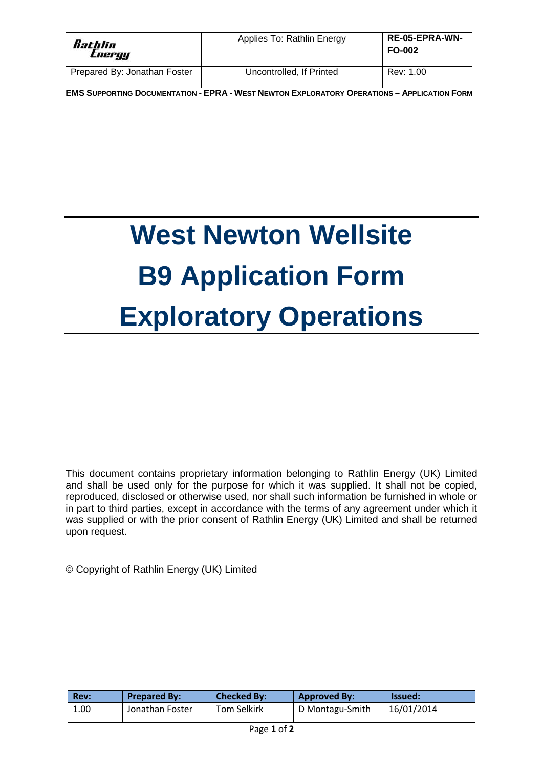# West Newton Wellsite
# B9 Application Form
# Exploratory Operations

This document contains proprietary information belonging to Rathlin Energy (UK) Limited and shall be used only for the purpose for which it was supplied. It shall not be copied, reproduced, disclosed or otherwise used, nor shall such information be furnished in whole or in part to third parties, except in accordance with the terms of any agreement under which it was supplied or with the prior consent of Rathlin Energy (UK) Limited and shall be returned upon request.

© Copyright of Rathlin Energy (UK) Limited

| Rev: | Prepared By: | Checked By: | Approved By: | Issued: |
|---|---|---|---|---|
| 1.00 | Jonathan Foster | Tom Selkirk | D Montagu-Smith | 16/01/2014 |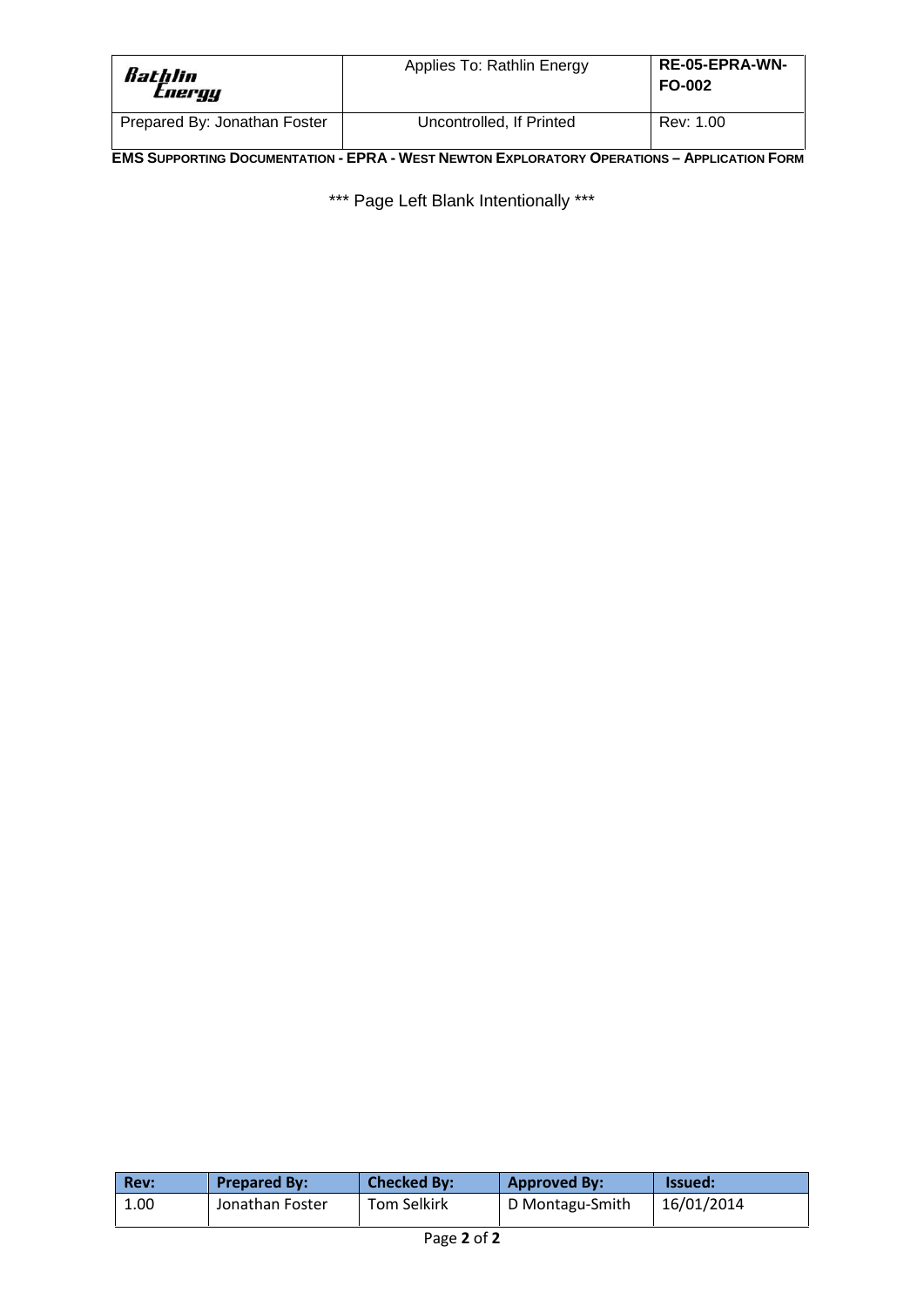*** Page Left Blank Intentionally ***

| Rev: | Prepared By: | Checked By: | Approved By: | Issued: |
|---|---|---|---|---|
| 1.00 | Jonathan Foster | Tom Selkirk | D Montagu-Smith | 16/01/2014 |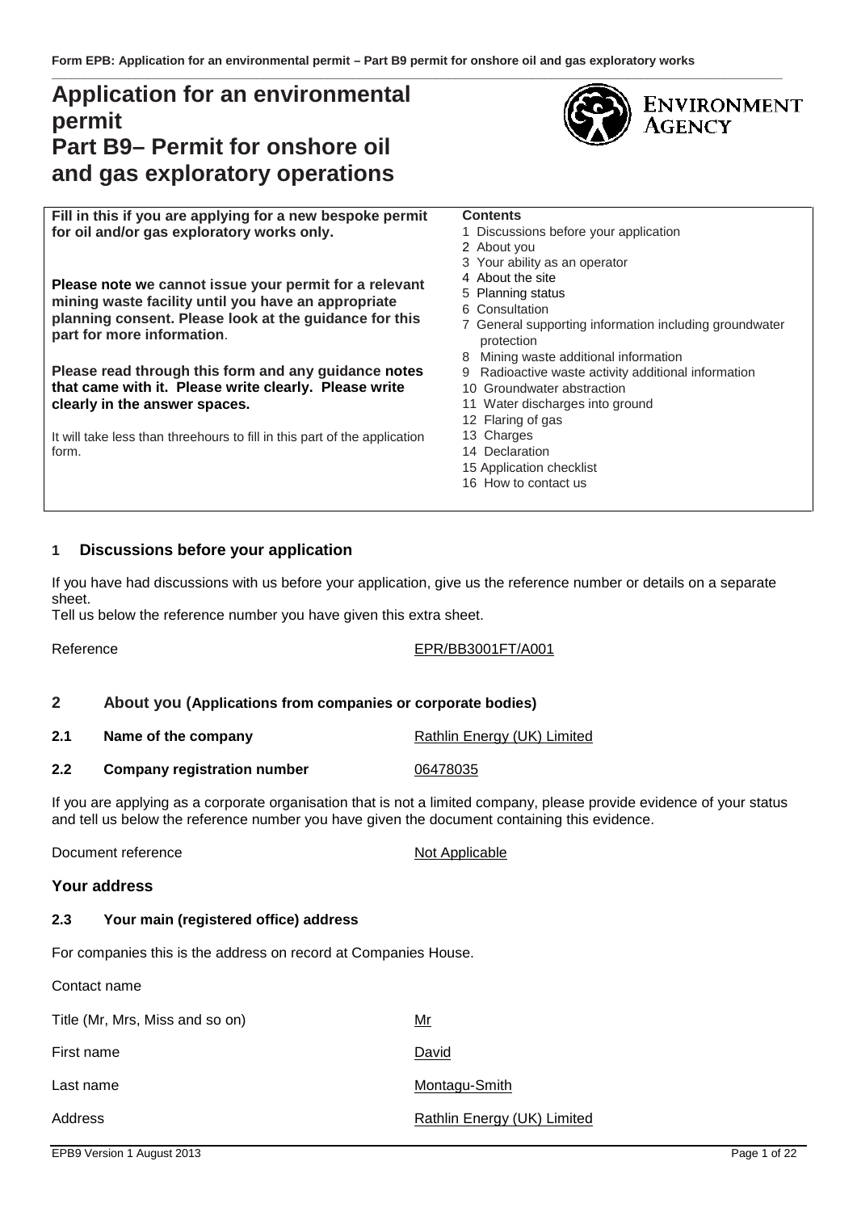# Application for an environmental permit
# Part B9– Permit for onshore oil and gas exploratory operations

**Fill in this if you are applying for a new bespoke permit for oil and/or gas exploratory works only.**

**Please note we cannot issue your permit for a relevant mining waste facility until you have an appropriate planning consent. Please look at the guidance for this part for more information**.

**Please read through this form and any guidance notes that came with it. Please write clearly. Please write clearly in the answer spaces.**

It will take less than threehours to fill in this part of the application form.

**Contents**

1 Discussions before your application
2 About you
3 Your ability as an operator
4 About the site
5 Planning status
6 Consultation
7 General supporting information including groundwater protection
8 Mining waste additional information
9 Radioactive waste activity additional information
10 Groundwater abstraction
11 Water discharges into ground
12 Flaring of gas
13 Charges
14 Declaration
15 Application checklist
16 How to contact us

## 1 Discussions before your application

If you have had discussions with us before your application, give us the reference number or details on a separate sheet.
Tell us below the reference number you have given this extra sheet.

Reference: EPR/BB3001FT/A001

## 2 About you (Applications from companies or corporate bodies)

**2.1 Name of the company**: Rathlin Energy (UK) Limited

**2.2 Company registration number**: 06478035

If you are applying as a corporate organisation that is not a limited company, please provide evidence of your status and tell us below the reference number you have given the document containing this evidence.

Document reference: Not Applicable

### Your address

**2.3 Your main (registered office) address**

For companies this is the address on record at Companies House.

Contact name

Title (Mr, Mrs, Miss and so on): Mr

First name: David

Last name: Montagu-Smith

Address: Rathlin Energy (UK) Limited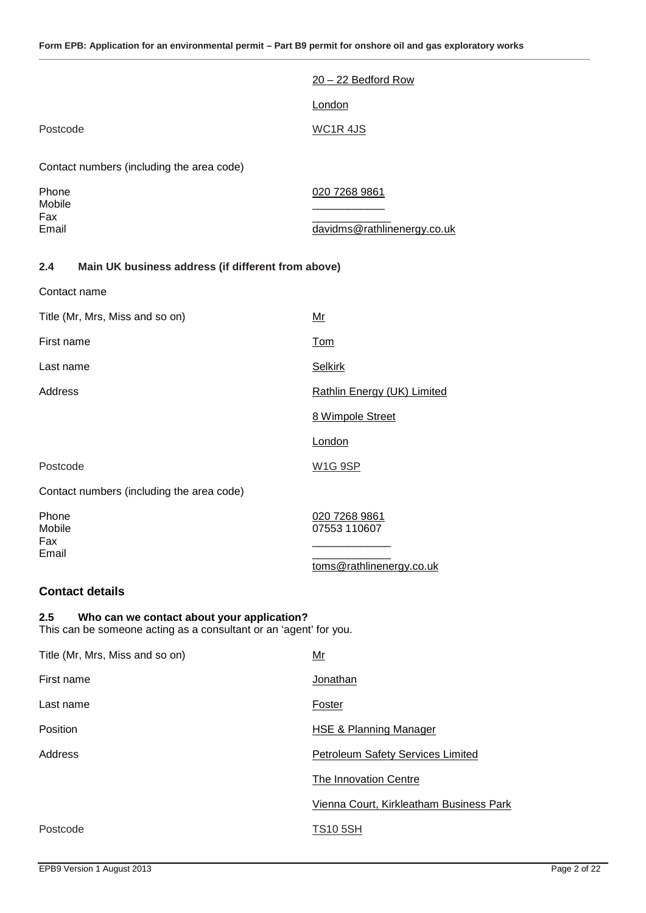|  |  |
|---|---|
|  | 20 – 22 Bedford Row |
|  | London |
| Postcode | WC1R 4JS |

Contact numbers (including the area code)

|  |  |
|---|---|
| Phone | 020 7268 9861 |
| Mobile | ____________ |
| Fax | _____________ |
| Email | davidms@rathlinenergy.co.uk |

### 2.4 Main UK business address (if different from above)

Contact name

|  |  |
|---|---|
| Title (Mr, Mrs, Miss and so on) | Mr |
| First name | Tom |
| Last name | Selkirk |
| Address | Rathlin Energy (UK) Limited |
|  | 8 Wimpole Street |
|  | London |
| Postcode | W1G 9SP |

Contact numbers (including the area code)

|  |  |
|---|---|
| Phone | 020 7268 9861 |
| Mobile | 07553 110607 |
| Fax | _____________ |
| Email | _____________ |
|  | toms@rathlinenergy.co.uk |

## Contact details

### 2.5 Who can we contact about your application?

This can be someone acting as a consultant or an 'agent' for you.

|  |  |
|---|---|
| Title (Mr, Mrs, Miss and so on) | Mr |
| First name | Jonathan |
| Last name | Foster |
| Position | HSE & Planning Manager |
| Address | Petroleum Safety Services Limited |
|  | The Innovation Centre |
|  | Vienna Court, Kirkleatham Business Park |
| Postcode | TS10 5SH |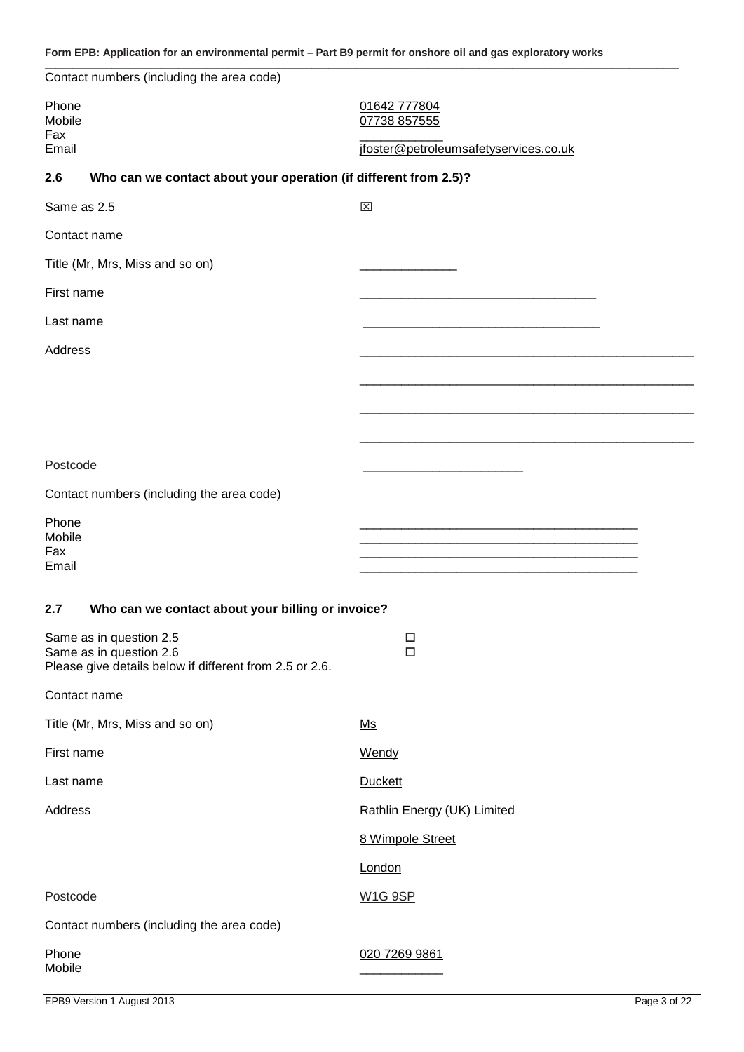Contact numbers (including the area code)

Phone 01642 777804
Mobile 07738 857555
Fax ________
Email jfoster@petroleumsafetyservices.co.uk

### 2.6 Who can we contact about your operation (if different from 2.5)?

Same as 2.5 ☒

Contact name

Title (Mr, Mrs, Miss and so on) ______________

First name __________________________________

Last name __________________________________

Address ________________________________________________
________________________________________________
________________________________________________
________________________________________________

Postcode _______________________

Contact numbers (including the area code)

Phone ________________________________________
Mobile ________________________________________
Fax ________________________________________
Email ________________________________________

### 2.7 Who can we contact about your billing or invoice?

Same as in question 2.5 ☐
Same as in question 2.6 ☐
Please give details below if different from 2.5 or 2.6.

Contact name

Title (Mr, Mrs, Miss and so on) Ms

First name Wendy

Last name Duckett

Address Rathlin Energy (UK) Limited
8 Wimpole Street
London

Postcode W1G 9SP

Contact numbers (including the area code)

Phone 020 7269 9861
Mobile ____________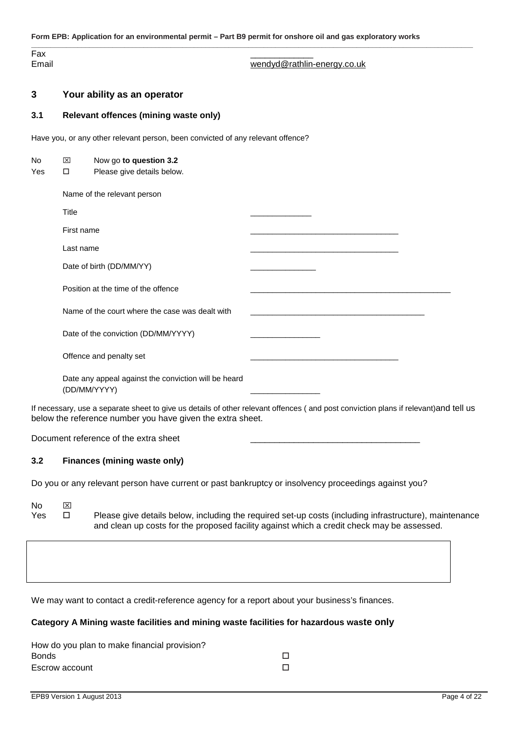Fax \_\_\_\_\_\_\_\_\_\_\_\_\_\_
Email wendyd@rathlin-energy.co.uk

## 3 Your ability as an operator

### 3.1 Relevant offences (mining waste only)

Have you, or any other relevant person, been convicted of any relevant offence?

No ☒ Now go **to question 3.2**
Yes ☐ Please give details below.

Name of the relevant person

| | |
|---|---|
| Title | \_\_\_\_\_\_\_\_\_\_\_\_\_\_ |
| First name | \_\_\_\_\_\_\_\_\_\_\_\_\_\_\_\_\_\_\_\_\_\_\_\_\_\_\_\_\_\_\_\_\_\_ |
| Last name | \_\_\_\_\_\_\_\_\_\_\_\_\_\_\_\_\_\_\_\_\_\_\_\_\_\_\_\_\_\_\_\_\_\_ |
| Date of birth (DD/MM/YY) | \_\_\_\_\_\_\_\_\_\_\_\_\_\_\_ |
| Position at the time of the offence | \_\_\_\_\_\_\_\_\_\_\_\_\_\_\_\_\_\_\_\_\_\_\_\_\_\_\_\_\_\_\_\_\_\_\_\_\_\_\_\_\_\_\_\_\_\_ |
| Name of the court where the case was dealt with | \_\_\_\_\_\_\_\_\_\_\_\_\_\_\_\_\_\_\_\_\_\_\_\_\_\_\_\_\_\_\_\_\_\_\_\_\_\_\_\_ |
| Date of the conviction (DD/MM/YYYY) | \_\_\_\_\_\_\_\_\_\_\_\_\_\_\_\_ |
| Offence and penalty set | \_\_\_\_\_\_\_\_\_\_\_\_\_\_\_\_\_\_\_\_\_\_\_\_\_\_\_\_\_\_\_\_\_\_ |
| Date any appeal against the conviction will be heard (DD/MM/YYYY) | \_\_\_\_\_\_\_\_\_\_\_\_\_\_\_\_ |

If necessary, use a separate sheet to give us details of other relevant offences ( and post conviction plans if relevant)and tell us below the reference number you have given the extra sheet.

Document reference of the extra sheet \_\_\_\_\_\_\_\_\_\_\_\_\_\_\_\_\_\_\_\_\_\_\_\_\_\_\_\_\_\_\_\_\_\_\_\_\_

### 3.2 Finances (mining waste only)

Do you or any relevant person have current or past bankruptcy or insolvency proceedings against you?

No ☒
Yes ☐ Please give details below, including the required set-up costs (including infrastructure), maintenance and clean up costs for the proposed facility against which a credit check may be assessed.

We may want to contact a credit-reference agency for a report about your business's finances.

**Category A Mining waste facilities and mining waste facilities for hazardous waste only**

How do you plan to make financial provision?
Bonds ☐
Escrow account ☐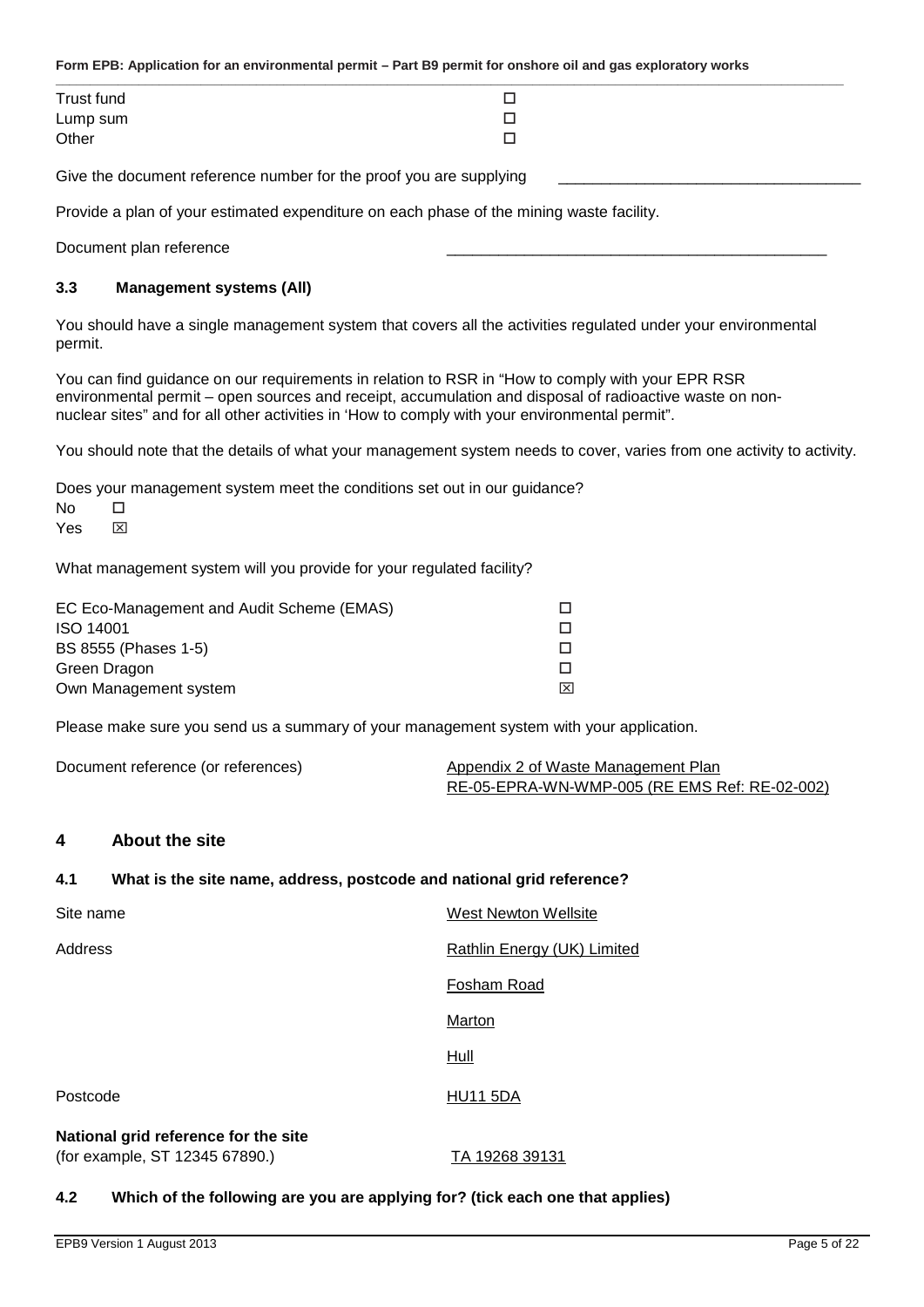Trust fund ☐
Lump sum ☐
Other ☐

Give the document reference number for the proof you are supplying \_\_\_\_\_\_\_\_\_\_\_\_\_\_\_\_\_\_\_\_\_\_\_\_\_\_\_\_\_\_\_\_\_\_\_\_

Provide a plan of your estimated expenditure on each phase of the mining waste facility.

Document plan reference \_\_\_\_\_\_\_\_\_\_\_\_\_\_\_\_\_\_\_\_\_\_\_\_\_\_\_\_\_\_\_\_\_\_\_\_\_\_\_\_\_\_\_\_\_\_

### 3.3 Management systems (All)

You should have a single management system that covers all the activities regulated under your environmental permit.

You can find guidance on our requirements in relation to RSR in "How to comply with your EPR RSR environmental permit – open sources and receipt, accumulation and disposal of radioactive waste on non-nuclear sites" and for all other activities in 'How to comply with your environmental permit".

You should note that the details of what your management system needs to cover, varies from one activity to activity.

Does your management system meet the conditions set out in our guidance?

No ☐
Yes ☒

What management system will you provide for your regulated facility?

| | |
|---|---|
| EC Eco-Management and Audit Scheme (EMAS) | ☐ |
| ISO 14001 | ☐ |
| BS 8555 (Phases 1-5) | ☐ |
| Green Dragon | ☐ |
| Own Management system | ☒ |

Please make sure you send us a summary of your management system with your application.

Document reference (or references): Appendix 2 of Waste Management Plan RE-05-EPRA-WN-WMP-005 (RE EMS Ref: RE-02-002)

## 4 About the site

### 4.1 What is the site name, address, postcode and national grid reference?

| | |
|---|---|
| Site name | West Newton Wellsite |
| Address | Rathlin Energy (UK) Limited |
| | Fosham Road |
| | Marton |
| | Hull |
| Postcode | HU11 5DA |
| **National grid reference for the site** (for example, ST 12345 67890.) | TA 19268 39131 |

### 4.2 Which of the following are you are applying for? (tick each one that applies)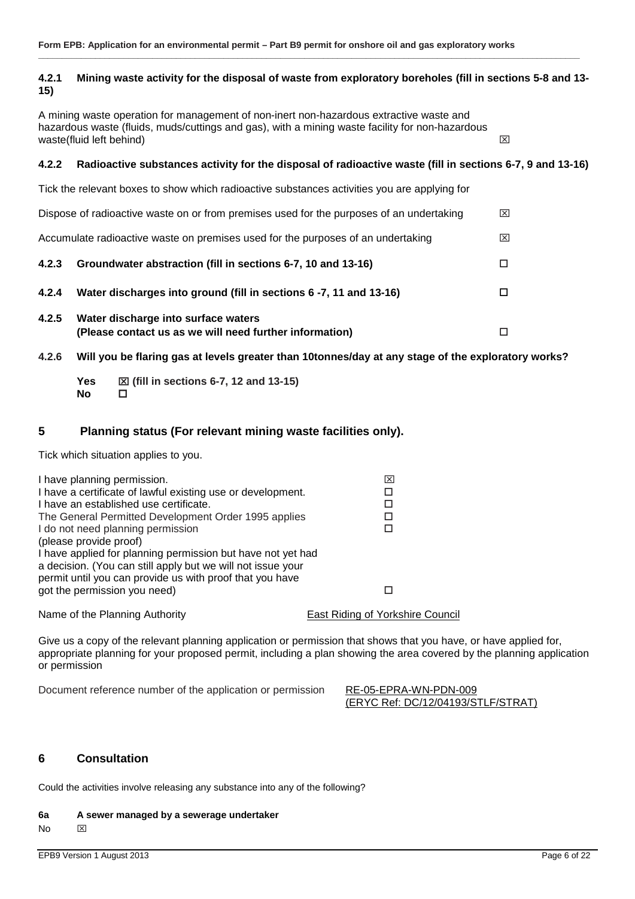#### 4.2.1 Mining waste activity for the disposal of waste from exploratory boreholes (fill in sections 5-8 and 13-15)

A mining waste operation for management of non-inert non-hazardous extractive waste and hazardous waste (fluids, muds/cuttings and gas), with a mining waste facility for non-hazardous waste(fluid left behind) ☒

#### 4.2.2 Radioactive substances activity for the disposal of radioactive waste (fill in sections 6-7, 9 and 13-16)

Tick the relevant boxes to show which radioactive substances activities you are applying for

Dispose of radioactive waste on or from premises used for the purposes of an undertaking ☒

Accumulate radioactive waste on premises used for the purposes of an undertaking ☒

#### 4.2.3 Groundwater abstraction (fill in sections 6-7, 10 and 13-16) ☐

#### 4.2.4 Water discharges into ground (fill in sections 6 -7, 11 and 13-16) ☐

#### 4.2.5 Water discharge into surface waters (Please contact us as we will need further information) ☐

#### 4.2.6 Will you be flaring gas at levels greater than 10tonnes/day at any stage of the exploratory works?

**Yes** ☒ **(fill in sections 6-7, 12 and 13-15)**
**No** ☐

## 5 Planning status (For relevant mining waste facilities only).

Tick which situation applies to you.

| | |
|---|---|
| I have planning permission. | ☒ |
| I have a certificate of lawful existing use or development. | ☐ |
| I have an established use certificate. | ☐ |
| The General Permitted Development Order 1995 applies | ☐ |
| I do not need planning permission (please provide proof) | ☐ |
| I have applied for planning permission but have not yet had a decision. (You can still apply but we will not issue your permit until you can provide us with proof that you have got the permission you need) | ☐ |

Name of the Planning Authority East Riding of Yorkshire Council

Give us a copy of the relevant planning application or permission that shows that you have, or have applied for, appropriate planning for your proposed permit, including a plan showing the area covered by the planning application or permission

Document reference number of the application or permission RE-05-EPRA-WN-PDN-009 (ERYC Ref: DC/12/04193/STLF/STRAT)

## 6 Consultation

Could the activities involve releasing any substance into any of the following?

**6a A sewer managed by a sewerage undertaker**

No ☒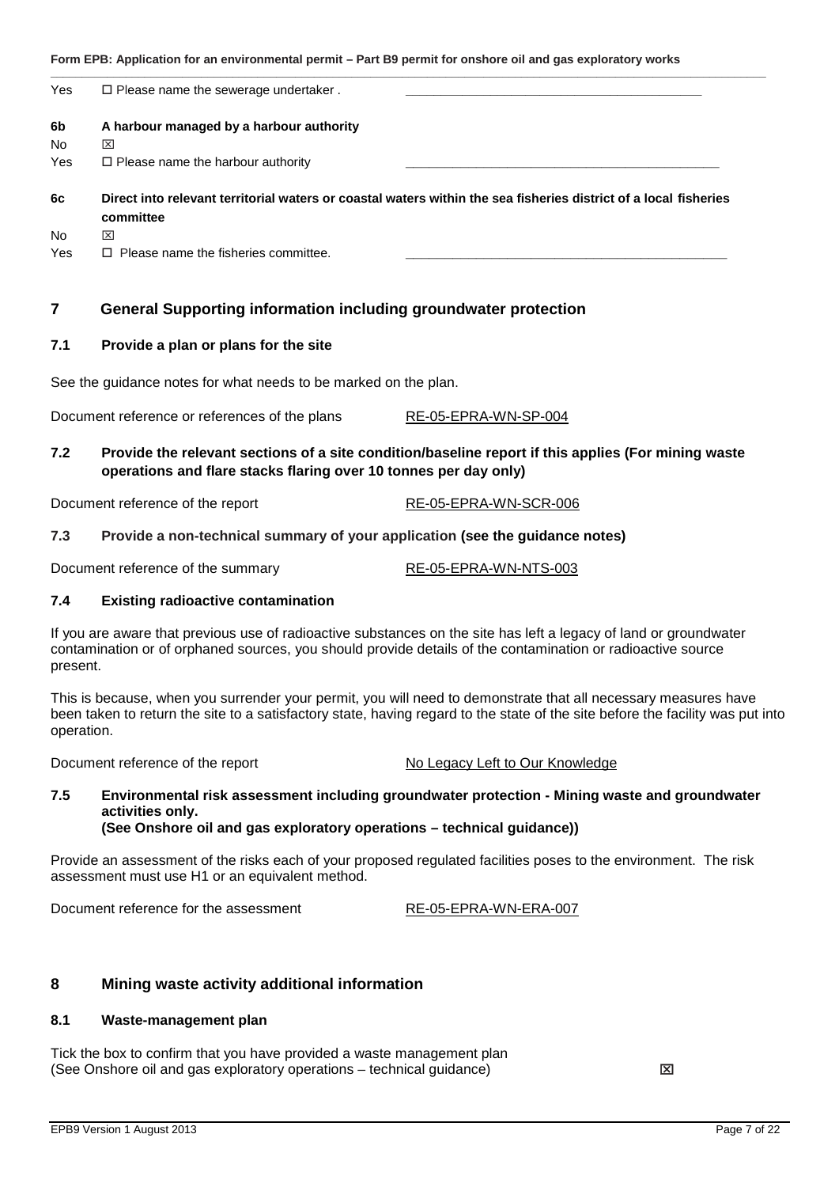Yes ☐ Please name the sewerage undertaker . \_\_\_\_\_\_\_\_\_\_\_\_\_\_\_\_\_\_\_\_\_\_\_\_\_\_\_\_\_\_\_\_\_\_\_\_\_\_\_\_

**6b A harbour managed by a harbour authority**

No ☒

Yes ☐ Please name the harbour authority \_\_\_\_\_\_\_\_\_\_\_\_\_\_\_\_\_\_\_\_\_\_\_\_\_\_\_\_\_\_\_\_\_\_\_\_\_\_\_\_\_\_

**6c Direct into relevant territorial waters or coastal waters within the sea fisheries district of a local fisheries committee**

No ☒

Yes ☐ Please name the fisheries committee. \_\_\_\_\_\_\_\_\_\_\_\_\_\_\_\_\_\_\_\_\_\_\_\_\_\_\_\_\_\_\_\_\_\_\_\_\_\_\_\_\_\_

## 7 General Supporting information including groundwater protection

### 7.1 Provide a plan or plans for the site

See the guidance notes for what needs to be marked on the plan.

Document reference or references of the plans RE-05-EPRA-WN-SP-004

### 7.2 Provide the relevant sections of a site condition/baseline report if this applies (For mining waste operations and flare stacks flaring over 10 tonnes per day only)

Document reference of the report RE-05-EPRA-WN-SCR-006

### 7.3 Provide a non-technical summary of your application (see the guidance notes)

Document reference of the summary RE-05-EPRA-WN-NTS-003

### 7.4 Existing radioactive contamination

If you are aware that previous use of radioactive substances on the site has left a legacy of land or groundwater contamination or of orphaned sources, you should provide details of the contamination or radioactive source present.

This is because, when you surrender your permit, you will need to demonstrate that all necessary measures have been taken to return the site to a satisfactory state, having regard to the state of the site before the facility was put into operation.

Document reference of the report No Legacy Left to Our Knowledge

### 7.5 Environmental risk assessment including groundwater protection - Mining waste and groundwater activities only. (See Onshore oil and gas exploratory operations – technical guidance))

Provide an assessment of the risks each of your proposed regulated facilities poses to the environment. The risk assessment must use H1 or an equivalent method.

Document reference for the assessment RE-05-EPRA-WN-ERA-007

## 8 Mining waste activity additional information

### 8.1 Waste-management plan

Tick the box to confirm that you have provided a waste management plan (See Onshore oil and gas exploratory operations – technical guidance) ☒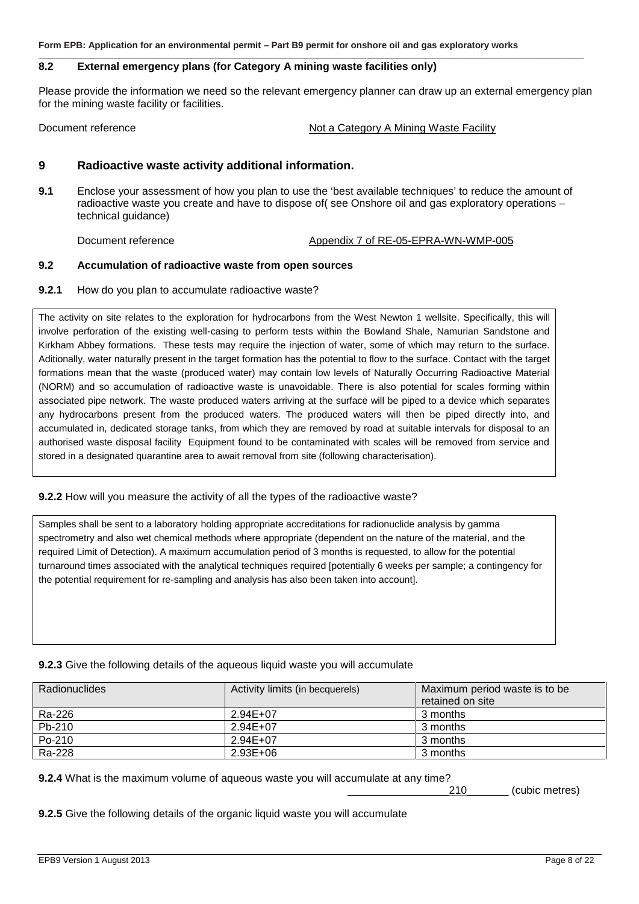## 8.2 External emergency plans (for Category A mining waste facilities only)

Please provide the information we need so the relevant emergency planner can draw up an external emergency plan for the mining waste facility or facilities.

Document reference Not a Category A Mining Waste Facility

## 9 Radioactive waste activity additional information.

**9.1** Enclose your assessment of how you plan to use the 'best available techniques' to reduce the amount of radioactive waste you create and have to dispose of( see Onshore oil and gas exploratory operations – technical guidance)

Document reference Appendix 7 of RE-05-EPRA-WN-WMP-005

### 9.2 Accumulation of radioactive waste from open sources

**9.2.1** How do you plan to accumulate radioactive waste?

The activity on site relates to the exploration for hydrocarbons from the West Newton 1 wellsite. Specifically, this will involve perforation of the existing well-casing to perform tests within the Bowland Shale, Namurian Sandstone and Kirkham Abbey formations. These tests may require the injection of water, some of which may return to the surface. Adiitionally, water naturally present in the target formation has the potential to flow to the surface. Contact with the target formations mean that the waste (produced water) may contain low levels of Naturally Occurring Radioactive Material (NORM) and so accumulation of radioactive waste is unavoidable. There is also potential for scales forming within associated pipe network. The waste produced waters arriving at the surface will be piped to a device which separates any hydrocarbons present from the produced waters. The produced waters will then be piped directly into, and accumulated in, dedicated storage tanks, from which they are removed by road at suitable intervals for disposal to an authorised waste disposal facility Equipment found to be contaminated with scales will be removed from service and stored in a designated quarantine area to await removal from site (following characterisation).

**9.2.2** How will you measure the activity of all the types of the radioactive waste?

Samples shall be sent to a laboratory holding appropriate accreditations for radionuclide analysis by gamma spectrometry and also wet chemical methods where appropriate (dependent on the nature of the material, and the required Limit of Detection). A maximum accumulation period of 3 months is requested, to allow for the potential turnaround times associated with the analytical techniques required [potentially 6 weeks per sample; a contingency for the potential requirement for re-sampling and analysis has also been taken into account].

**9.2.3** Give the following details of the aqueous liquid waste you will accumulate

| Radionuclides | Activity limits (in becquerels) | Maximum period waste is to be retained on site |
|---|---|---|
| Ra-226 | 2.94E+07 | 3 months |
| Pb-210 | 2.94E+07 | 3 months |
| Po-210 | 2.94E+07 | 3 months |
| Ra-228 | 2.93E+06 | 3 months |

**9.2.4** What is the maximum volume of aqueous waste you will accumulate at any time?

210 (cubic metres)

**9.2.5** Give the following details of the organic liquid waste you will accumulate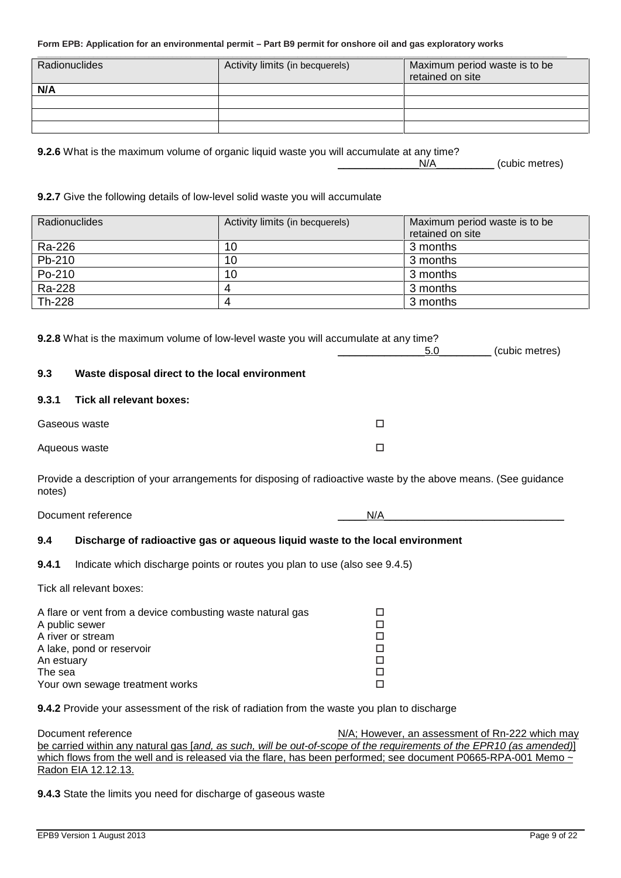| Radionuclides | Activity limits (in becquerels) | Maximum period waste is to be retained on site |
|---|---|---|
| **N/A** | | |
| | | |
| | | |
| | | |

**9.2.6** What is the maximum volume of organic liquid waste you will accumulate at any time?

N/A (cubic metres)

**9.2.7** Give the following details of low-level solid waste you will accumulate

| Radionuclides | Activity limits (in becquerels) | Maximum period waste is to be retained on site |
|---|---|---|
| Ra-226 | 10 | 3 months |
| Pb-210 | 10 | 3 months |
| Po-210 | 10 | 3 months |
| Ra-228 | 4 | 3 months |
| Th-228 | 4 | 3 months |

**9.2.8** What is the maximum volume of low-level waste you will accumulate at any time?

5.0 (cubic metres)

### 9.3 Waste disposal direct to the local environment

#### 9.3.1 Tick all relevant boxes:

Gaseous waste ☐

Aqueous waste ☐

Provide a description of your arrangements for disposing of radioactive waste by the above means. (See guidance notes)

Document reference N/A

### 9.4 Discharge of radioactive gas or aqueous liquid waste to the local environment

**9.4.1** Indicate which discharge points or routes you plan to use (also see 9.4.5)

Tick all relevant boxes:

A flare or vent from a device combusting waste natural gas ☐
A public sewer ☐
A river or stream ☐
A lake, pond or reservoir ☐
An estuary ☐
The sea ☐
Your own sewage treatment works ☐

**9.4.2** Provide your assessment of the risk of radiation from the waste you plan to discharge

Document reference N/A; However, an assessment of Rn-222 which may be carried within any natural gas [*and, as such, will be out-of-scope of the requirements of the EPR10 (as amended)*] which flows from the well and is released via the flare, has been performed; see document P0665-RPA-001 Memo ~ Radon EIA 12.12.13.

**9.4.3** State the limits you need for discharge of gaseous waste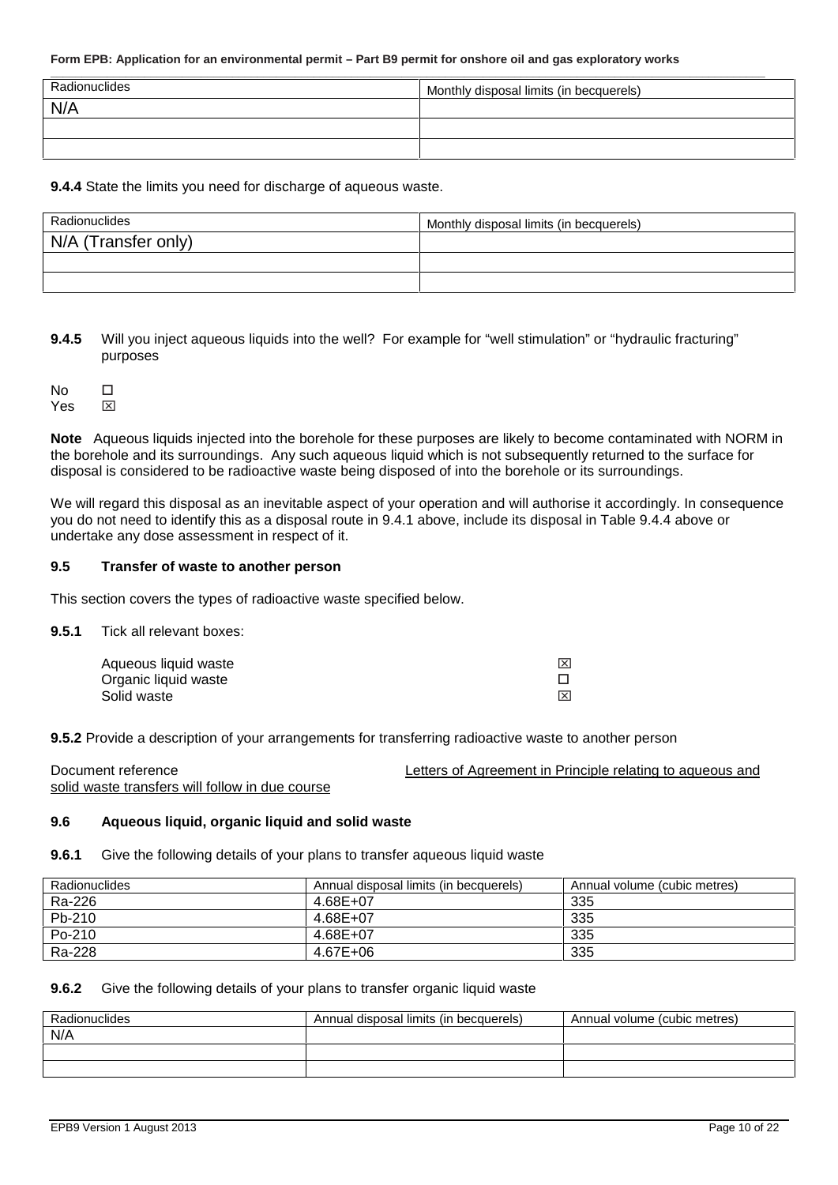| Radionuclides | Monthly disposal limits (in becquerels) |
| --- | --- |
| N/A | |
| | |
| | |

**9.4.4** State the limits you need for discharge of aqueous waste.

| Radionuclides | Monthly disposal limits (in becquerels) |
| --- | --- |
| N/A (Transfer only) | |
| | |
| | |

**9.4.5** Will you inject aqueous liquids into the well? For example for "well stimulation" or "hydraulic fracturing" purposes

No ☐
Yes ☒

**Note** Aqueous liquids injected into the borehole for these purposes are likely to become contaminated with NORM in the borehole and its surroundings. Any such aqueous liquid which is not subsequently returned to the surface for disposal is considered to be radioactive waste being disposed of into the borehole or its surroundings.

We will regard this disposal as an inevitable aspect of your operation and will authorise it accordingly. In consequence you do not need to identify this as a disposal route in 9.4.1 above, include its disposal in Table 9.4.4 above or undertake any dose assessment in respect of it.

### 9.5 Transfer of waste to another person

This section covers the types of radioactive waste specified below.

**9.5.1** Tick all relevant boxes:

Aqueous liquid waste ☒
Organic liquid waste ☐
Solid waste ☒

**9.5.2** Provide a description of your arrangements for transferring radioactive waste to another person

Document reference Letters of Agreement in Principle relating to aqueous and solid waste transfers will follow in due course

### 9.6 Aqueous liquid, organic liquid and solid waste

**9.6.1** Give the following details of your plans to transfer aqueous liquid waste

| Radionuclides | Annual disposal limits (in becquerels) | Annual volume (cubic metres) |
| --- | --- | --- |
| Ra-226 | 4.68E+07 | 335 |
| Pb-210 | 4.68E+07 | 335 |
| Po-210 | 4.68E+07 | 335 |
| Ra-228 | 4.67E+06 | 335 |

**9.6.2** Give the following details of your plans to transfer organic liquid waste

| Radionuclides | Annual disposal limits (in becquerels) | Annual volume (cubic metres) |
| --- | --- | --- |
| N/A | | |
| | | |
| | | |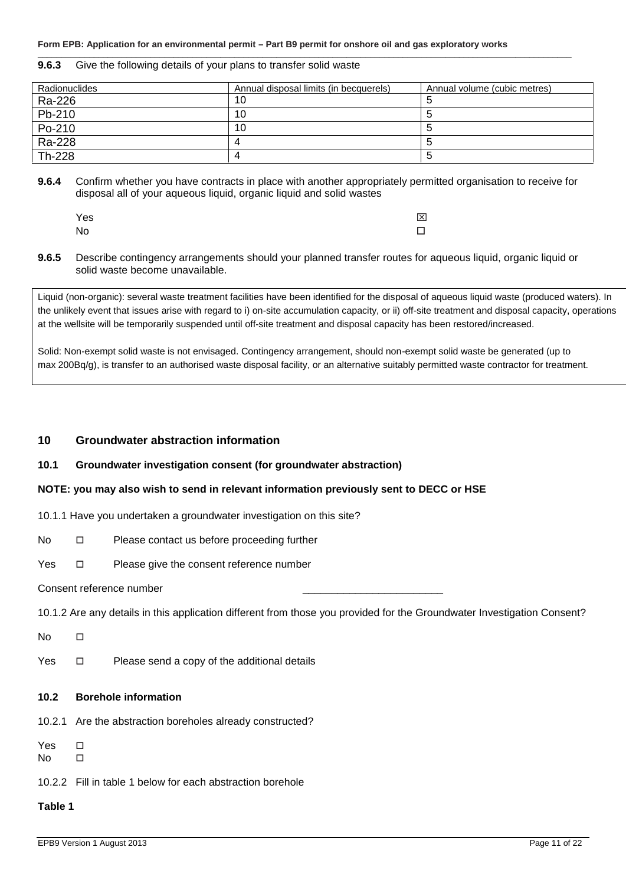**9.6.3** Give the following details of your plans to transfer solid waste

| Radionuclides | Annual disposal limits (in becquerels) | Annual volume (cubic metres) |
|---|---|---|
| Ra-226 | 10 | 5 |
| Pb-210 | 10 | 5 |
| Po-210 | 10 | 5 |
| Ra-228 | 4 | 5 |
| Th-228 | 4 | 5 |

**9.6.4** Confirm whether you have contracts in place with another appropriately permitted organisation to receive for disposal all of your aqueous liquid, organic liquid and solid wastes

Yes ☒

No ☐

**9.6.5** Describe contingency arrangements should your planned transfer routes for aqueous liquid, organic liquid or solid waste become unavailable.

Liquid (non-organic): several waste treatment facilities have been identified for the disposal of aqueous liquid waste (produced waters). In the unlikely event that issues arise with regard to i) on-site accumulation capacity, or ii) off-site treatment and disposal capacity, operations at the wellsite will be temporarily suspended until off-site treatment and disposal capacity has been restored/increased.

Solid: Non-exempt solid waste is not envisaged. Contingency arrangement, should non-exempt solid waste be generated (up to max 200Bq/g), is transfer to an authorised waste disposal facility, or an alternative suitably permitted waste contractor for treatment.

## 10 Groundwater abstraction information

### 10.1 Groundwater investigation consent (for groundwater abstraction)

**NOTE: you may also wish to send in relevant information previously sent to DECC or HSE**

10.1.1 Have you undertaken a groundwater investigation on this site?

No ☐ Please contact us before proceeding further

Yes ☐ Please give the consent reference number

Consent reference number ________________________

10.1.2 Are any details in this application different from those you provided for the Groundwater Investigation Consent?

No ☐

Yes ☐ Please send a copy of the additional details

### 10.2 Borehole information

10.2.1 Are the abstraction boreholes already constructed?

Yes ☐

No ☐

10.2.2 Fill in table 1 below for each abstraction borehole

**Table 1**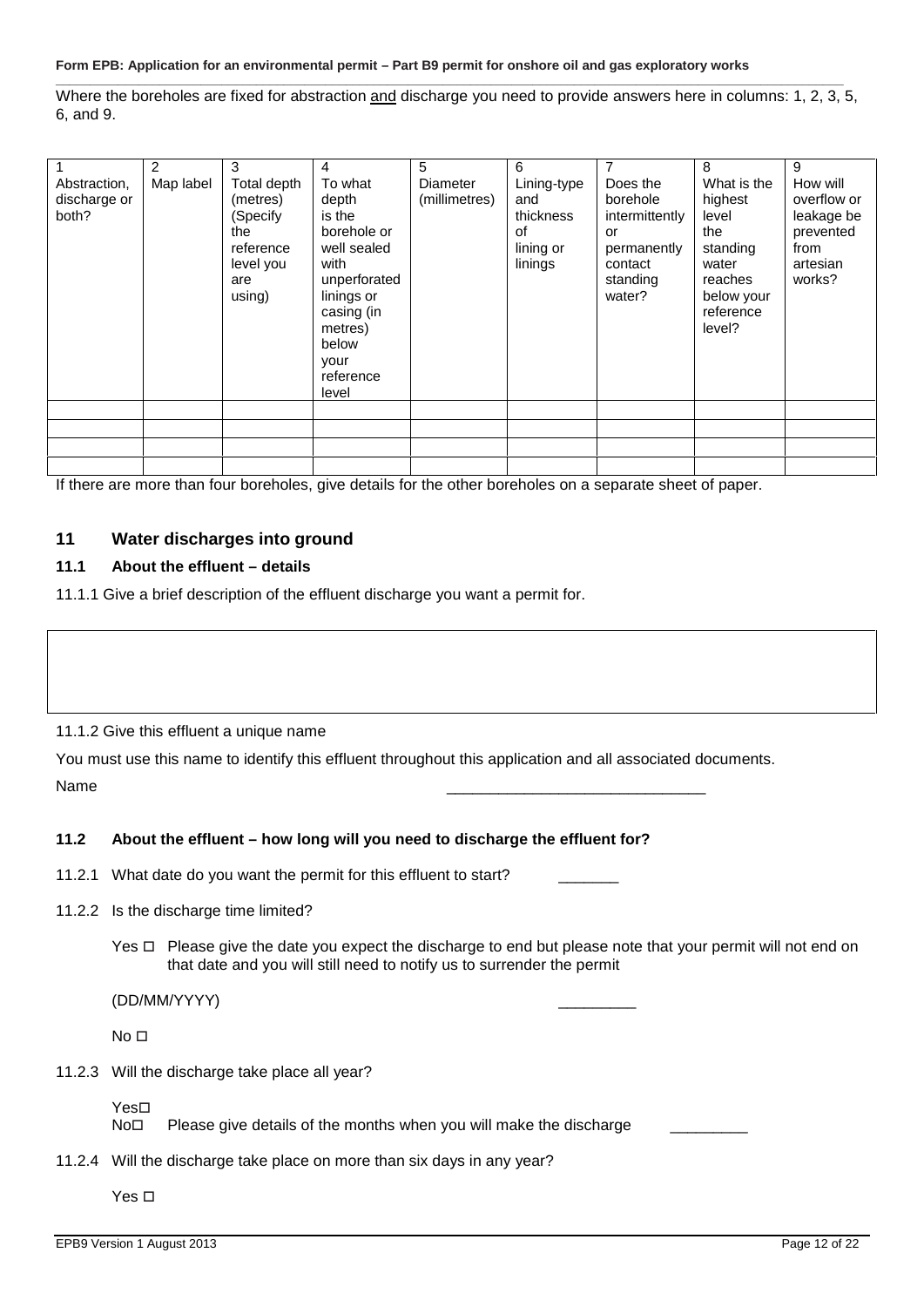Where the boreholes are fixed for abstraction and discharge you need to provide answers here in columns: 1, 2, 3, 5, 6, and 9.

| 1 Abstraction, discharge or both? | 2 Map label | 3 Total depth (metres) (Specify the reference level you are using) | 4 To what depth is the borehole or well sealed with unperforated linings or casing (in metres) below your reference level | 5 Diameter (millimetres) | 6 Lining-type and thickness of lining or linings | 7 Does the borehole intermittently or permanently contact standing water? | 8 What is the highest level the standing water reaches below your reference level? | 9 How will overflow or leakage be prevented from artesian works? |
|---|---|---|---|---|---|---|---|---|
| | | | | | | | | |
| | | | | | | | | |
| | | | | | | | | |
| | | | | | | | | |

If there are more than four boreholes, give details for the other boreholes on a separate sheet of paper.

## 11 Water discharges into ground

### 11.1 About the effluent – details

11.1.1 Give a brief description of the effluent discharge you want a permit for.

| |
|---|
| |

11.1.2 Give this effluent a unique name

You must use this name to identify this effluent throughout this application and all associated documents.

Name ______________________________

### 11.2 About the effluent – how long will you need to discharge the effluent for?

11.2.1 What date do you want the permit for this effluent to start? _______

11.2.2 Is the discharge time limited?

Yes ☐ Please give the date you expect the discharge to end but please note that your permit will not end on that date and you will still need to notify us to surrender the permit

(DD/MM/YYYY) _________

No ☐

11.2.3 Will the discharge take place all year?

Yes☐

No☐ Please give details of the months when you will make the discharge _________

11.2.4 Will the discharge take place on more than six days in any year?

Yes ☐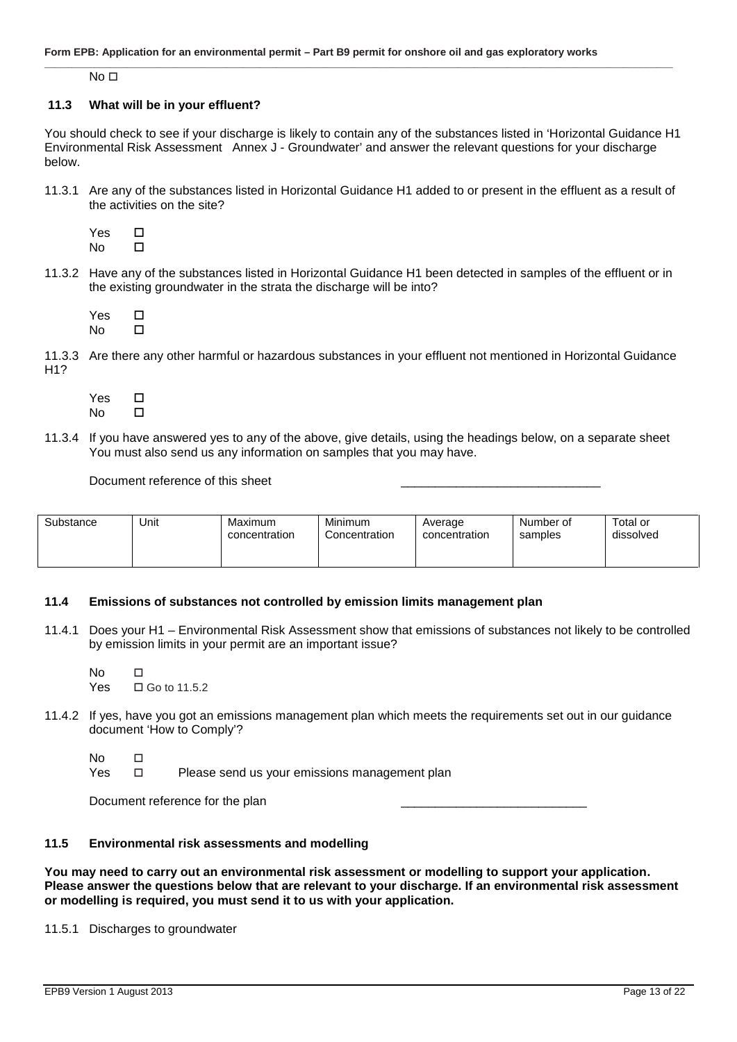No ☐

### 11.3 What will be in your effluent?

You should check to see if your discharge is likely to contain any of the substances listed in 'Horizontal Guidance H1 Environmental Risk Assessment Annex J - Groundwater' and answer the relevant questions for your discharge below.

11.3.1 Are any of the substances listed in Horizontal Guidance H1 added to or present in the effluent as a result of the activities on the site?

Yes ☐
No ☐

11.3.2 Have any of the substances listed in Horizontal Guidance H1 been detected in samples of the effluent or in the existing groundwater in the strata the discharge will be into?

Yes ☐
No ☐

11.3.3 Are there any other harmful or hazardous substances in your effluent not mentioned in Horizontal Guidance H1?

Yes ☐
No ☐

11.3.4 If you have answered yes to any of the above, give details, using the headings below, on a separate sheet You must also send us any information on samples that you may have.

Document reference of this sheet ______________________________

| Substance | Unit | Maximum concentration | Minimum Concentration | Average concentration | Number of samples | Total or dissolved |
|---|---|---|---|---|---|---|
| | | | | | | |

### 11.4 Emissions of substances not controlled by emission limits management plan

11.4.1 Does your H1 – Environmental Risk Assessment show that emissions of substances not likely to be controlled by emission limits in your permit are an important issue?

No ☐
Yes ☐ Go to 11.5.2

11.4.2 If yes, have you got an emissions management plan which meets the requirements set out in our guidance document 'How to Comply'?

No ☐
Yes ☐ Please send us your emissions management plan

Document reference for the plan ___________________________

### 11.5 Environmental risk assessments and modelling

**You may need to carry out an environmental risk assessment or modelling to support your application. Please answer the questions below that are relevant to your discharge. If an environmental risk assessment or modelling is required, you must send it to us with your application.**

11.5.1 Discharges to groundwater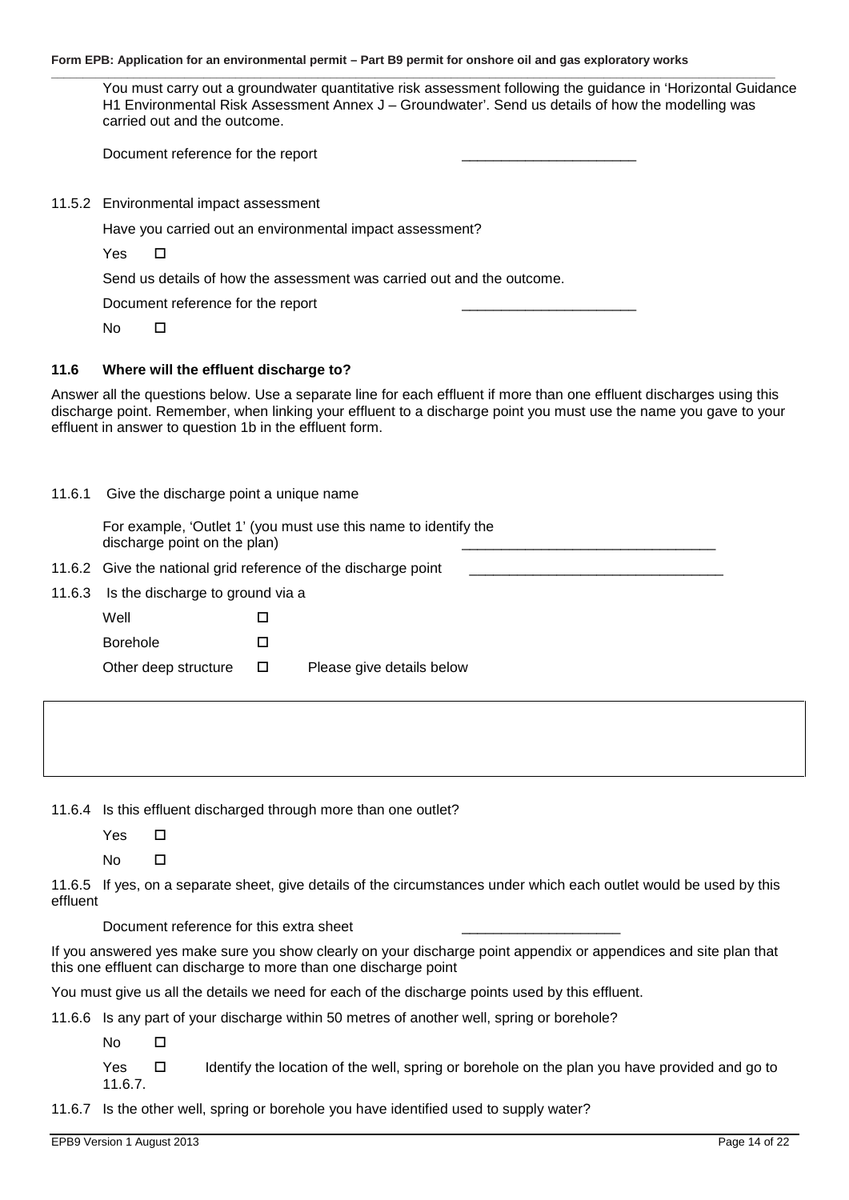You must carry out a groundwater quantitative risk assessment following the guidance in 'Horizontal Guidance H1 Environmental Risk Assessment Annex J – Groundwater'. Send us details of how the modelling was carried out and the outcome.

Document reference for the report ______________________

11.5.2 Environmental impact assessment

Have you carried out an environmental impact assessment?

Yes ☐

Send us details of how the assessment was carried out and the outcome.

Document reference for the report ______________________

No ☐

### 11.6 Where will the effluent discharge to?

Answer all the questions below. Use a separate line for each effluent if more than one effluent discharges using this discharge point. Remember, when linking your effluent to a discharge point you must use the name you gave to your effluent in answer to question 1b in the effluent form.

11.6.1 Give the discharge point a unique name

For example, 'Outlet 1' (you must use this name to identify the discharge point on the plan) ________________________________

11.6.2 Give the national grid reference of the discharge point ________________________________

11.6.3 Is the discharge to ground via a

Well ☐

Borehole ☐

Other deep structure ☐ Please give details below

|  |
|---|
|  |

11.6.4 Is this effluent discharged through more than one outlet?

Yes ☐

No ☐

11.6.5 If yes, on a separate sheet, give details of the circumstances under which each outlet would be used by this effluent

Document reference for this extra sheet ____________________

If you answered yes make sure you show clearly on your discharge point appendix or appendices and site plan that this one effluent can discharge to more than one discharge point

You must give us all the details we need for each of the discharge points used by this effluent.

11.6.6 Is any part of your discharge within 50 metres of another well, spring or borehole?

No ☐

Yes ☐ Identify the location of the well, spring or borehole on the plan you have provided and go to 11.6.7.

11.6.7 Is the other well, spring or borehole you have identified used to supply water?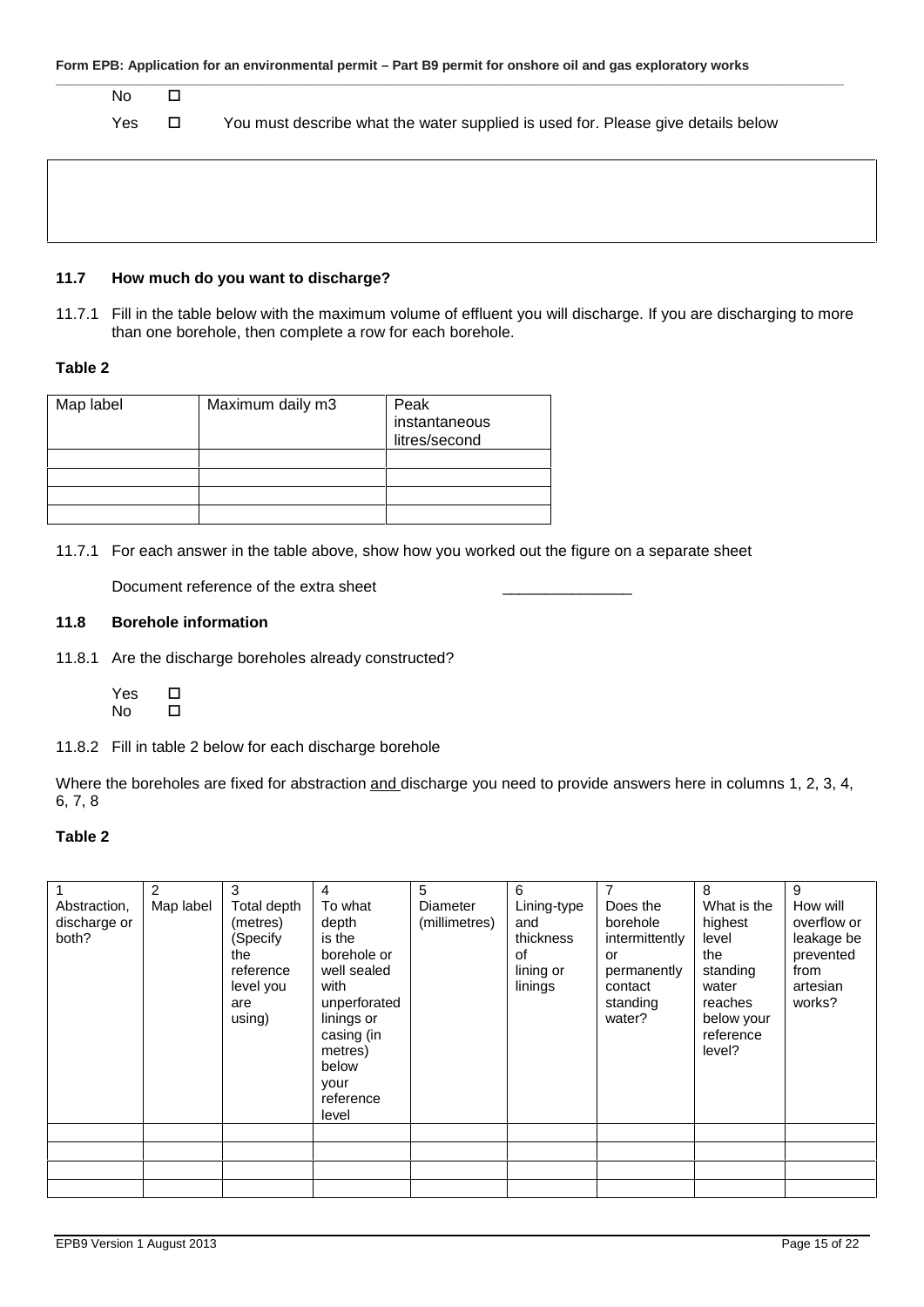No ☐

Yes ☐ You must describe what the water supplied is used for. Please give details below

| |
|---|
| |

### 11.7 How much do you want to discharge?

11.7.1 Fill in the table below with the maximum volume of effluent you will discharge. If you are discharging to more than one borehole, then complete a row for each borehole.

**Table 2**

| Map label | Maximum daily m3 | Peak instantaneous litres/second |
|---|---|---|
| | | |
| | | |
| | | |
| | | |

11.7.1 For each answer in the table above, show how you worked out the figure on a separate sheet

Document reference of the extra sheet _______________

### 11.8 Borehole information

11.8.1 Are the discharge boreholes already constructed?

Yes ☐
No ☐

11.8.2 Fill in table 2 below for each discharge borehole

Where the boreholes are fixed for abstraction and discharge you need to provide answers here in columns 1, 2, 3, 4, 6, 7, 8

**Table 2**

| 1 Abstraction, discharge or both? | 2 Map label | 3 Total depth (metres) (Specify the reference level you are using) | 4 To what depth is the borehole or well sealed with unperforated linings or casing (in metres) below your reference level | 5 Diameter (millimetres) | 6 Lining-type and thickness of lining or linings | 7 Does the borehole intermittently or permanently contact standing water? | 8 What is the highest level the standing water reaches below your reference level? | 9 How will overflow or leakage be prevented from artesian works? |
|---|---|---|---|---|---|---|---|---|
| | | | | | | | | |
| | | | | | | | | |
| | | | | | | | | |
| | | | | | | | | |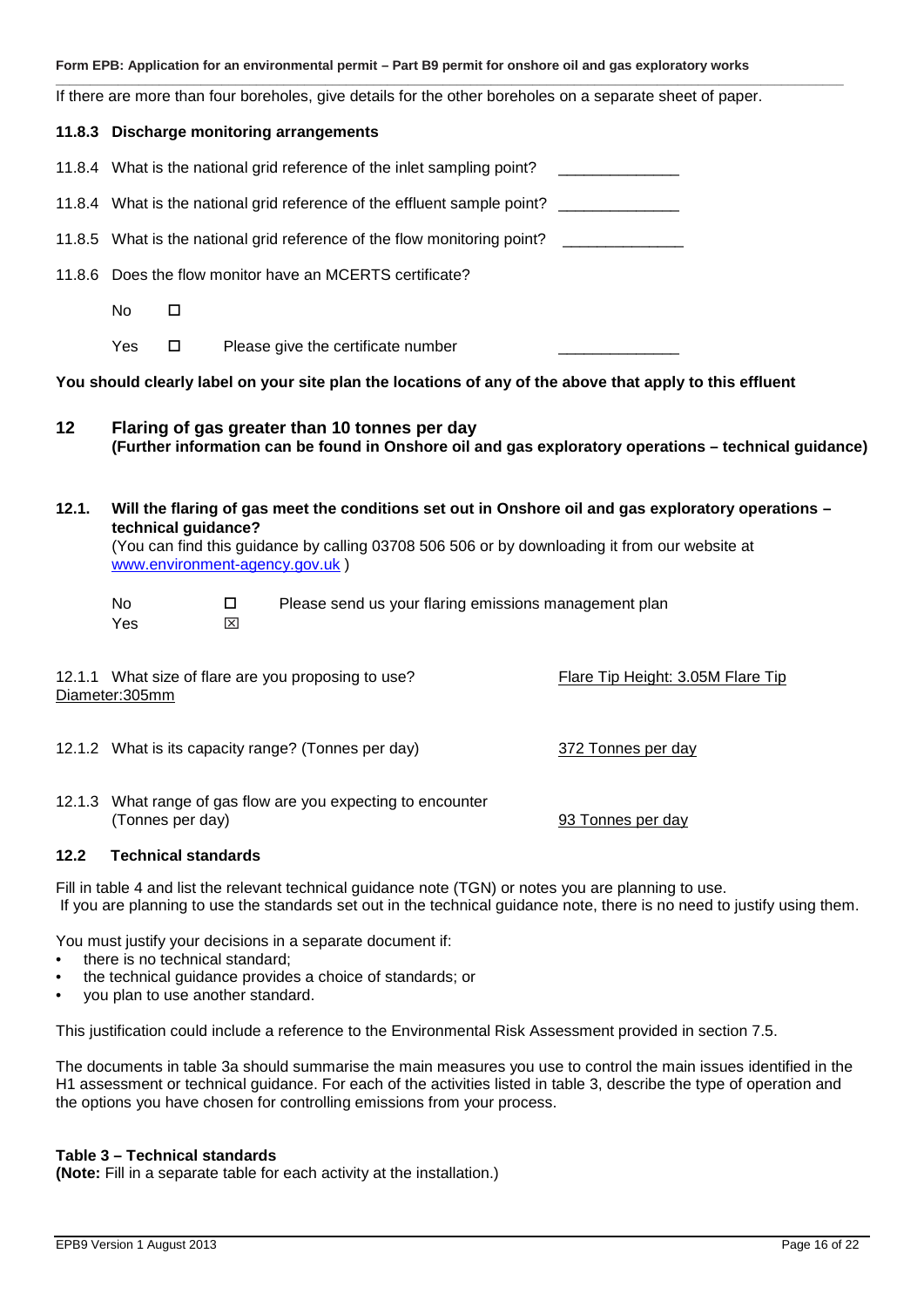If there are more than four boreholes, give details for the other boreholes on a separate sheet of paper.

**11.8.3 Discharge monitoring arrangements**

11.8.4 What is the national grid reference of the inlet sampling point? \_\_\_\_\_\_\_\_\_\_\_\_\_\_

11.8.4 What is the national grid reference of the effluent sample point? \_\_\_\_\_\_\_\_\_\_\_\_\_\_

11.8.5 What is the national grid reference of the flow monitoring point? \_\_\_\_\_\_\_\_\_\_\_\_\_\_

11.8.6 Does the flow monitor have an MCERTS certificate?

No ☐

Yes ☐ Please give the certificate number \_\_\_\_\_\_\_\_\_\_\_\_\_\_

**You should clearly label on your site plan the locations of any of the above that apply to this effluent**

## 12 Flaring of gas greater than 10 tonnes per day

**(Further information can be found in Onshore oil and gas exploratory operations – technical guidance)**

**12.1. Will the flaring of gas meet the conditions set out in Onshore oil and gas exploratory operations – technical guidance?**

(You can find this guidance by calling 03708 506 506 or by downloading it from our website at www.environment-agency.gov.uk )

No ☐ Please send us your flaring emissions management plan

Yes ☒

12.1.1 What size of flare are you proposing to use? Flare Tip Height: 3.05M Flare Tip Diameter:305mm

12.1.2 What is its capacity range? (Tonnes per day) 372 Tonnes per day

12.1.3 What range of gas flow are you expecting to encounter (Tonnes per day) 93 Tonnes per day

### 12.2 Technical standards

Fill in table 4 and list the relevant technical guidance note (TGN) or notes you are planning to use. If you are planning to use the standards set out in the technical guidance note, there is no need to justify using them.

You must justify your decisions in a separate document if:

- there is no technical standard;
- the technical guidance provides a choice of standards; or
- you plan to use another standard.

This justification could include a reference to the Environmental Risk Assessment provided in section 7.5.

The documents in table 3a should summarise the main measures you use to control the main issues identified in the H1 assessment or technical guidance. For each of the activities listed in table 3, describe the type of operation and the options you have chosen for controlling emissions from your process.

**Table 3 – Technical standards**

**(Note:** Fill in a separate table for each activity at the installation.)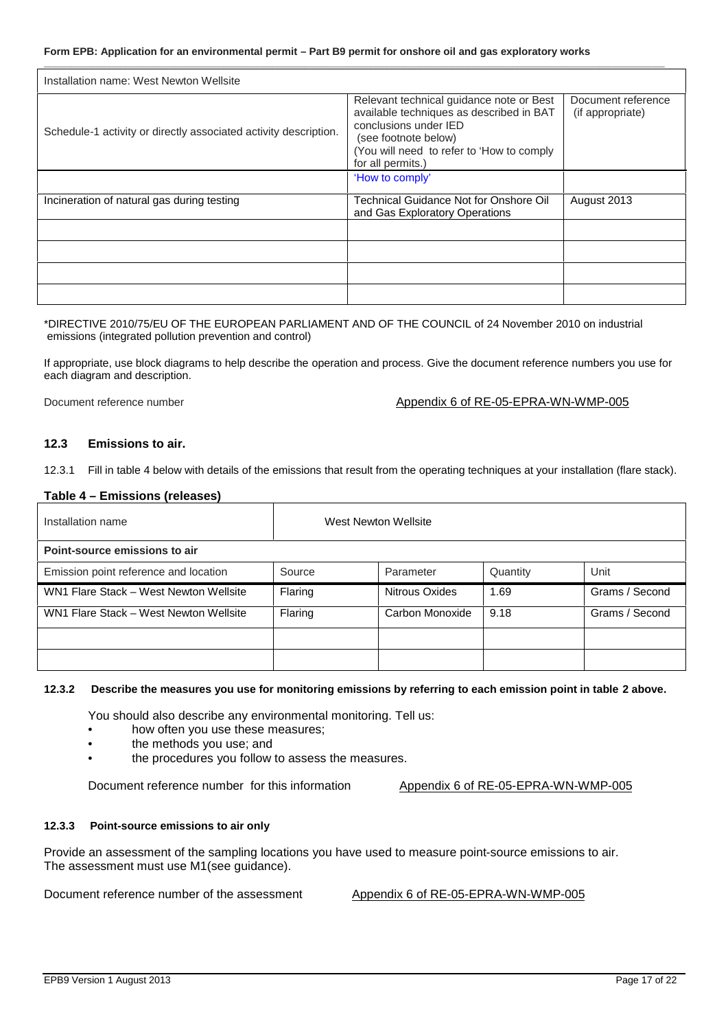| Installation name: West Newton Wellsite | | |
|---|---|---|
| Schedule-1 activity or directly associated activity description. | Relevant technical guidance note or Best available techniques as described in BAT conclusions under IED (see footnote below) (You will need to refer to 'How to comply' for all permits.) | Document reference (if appropriate) |
| | 'How to comply' | |
| Incineration of natural gas during testing | Technical Guidance Not for Onshore Oil and Gas Exploratory Operations | August 2013 |
| | | |
| | | |
| | | |
| | | |

*DIRECTIVE 2010/75/EU OF THE EUROPEAN PARLIAMENT AND OF THE COUNCIL of 24 November 2010 on industrial emissions (integrated pollution prevention and control)

If appropriate, use block diagrams to help describe the operation and process. Give the document reference numbers you use for each diagram and description.

Document reference number Appendix 6 of RE-05-EPRA-WN-WMP-005

### 12.3 Emissions to air.

12.3.1 Fill in table 4 below with details of the emissions that result from the operating techniques at your installation (flare stack).

**Table 4 – Emissions (releases)**

| Installation name | West Newton Wellsite | | | |
|---|---|---|---|---|
| **Point-source emissions to air** | | | | |
| Emission point reference and location | Source | Parameter | Quantity | Unit |
| WN1 Flare Stack – West Newton Wellsite | Flaring | Nitrous Oxides | 1.69 | Grams / Second |
| WN1 Flare Stack – West Newton Wellsite | Flaring | Carbon Monoxide | 9.18 | Grams / Second |
| | | | | |
| | | | | |

**12.3.2 Describe the measures you use for monitoring emissions by referring to each emission point in table 2 above.**

You should also describe any environmental monitoring. Tell us:

- how often you use these measures;
- the methods you use; and
- the procedures you follow to assess the measures.

Document reference number for this information Appendix 6 of RE-05-EPRA-WN-WMP-005

**12.3.3 Point-source emissions to air only**

Provide an assessment of the sampling locations you have used to measure point-source emissions to air. The assessment must use M1(see guidance).

Document reference number of the assessment Appendix 6 of RE-05-EPRA-WN-WMP-005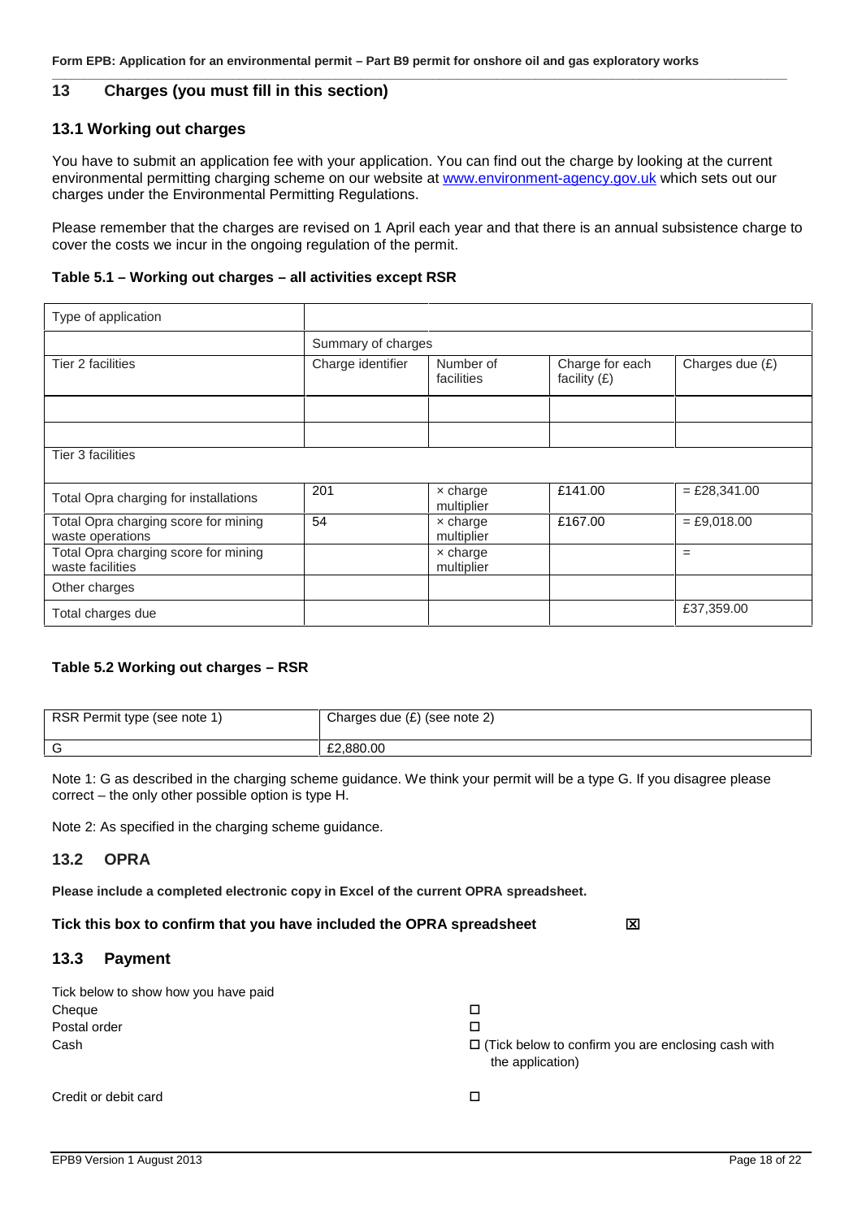## 13 Charges (you must fill in this section)

### 13.1 Working out charges

You have to submit an application fee with your application. You can find out the charge by looking at the current environmental permitting charging scheme on our website at www.environment-agency.gov.uk which sets out our charges under the Environmental Permitting Regulations.

Please remember that the charges are revised on 1 April each year and that there is an annual subsistence charge to cover the costs we incur in the ongoing regulation of the permit.

**Table 5.1 – Working out charges – all activities except RSR**

| Type of application | | | | |
|---|---|---|---|---|
| | Summary of charges | | | |
| Tier 2 facilities | Charge identifier | Number of facilities | Charge for each facility (£) | Charges due (£) |
| | | | | |
| | | | | |
| Tier 3 facilities | | | | |
| Total Opra charging for installations | 201 | × charge multiplier | £141.00 | = £28,341.00 |
| Total Opra charging score for mining waste operations | 54 | × charge multiplier | £167.00 | = £9,018.00 |
| Total Opra charging score for mining waste facilities | | × charge multiplier | | = |
| Other charges | | | | |
| Total charges due | | | | £37,359.00 |

**Table 5.2 Working out charges – RSR**

| RSR Permit type (see note 1) | Charges due (£) (see note 2) |
|---|---|
| G | £2,880.00 |

Note 1: G as described in the charging scheme guidance. We think your permit will be a type G. If you disagree please correct – the only other possible option is type H.

Note 2: As specified in the charging scheme guidance.

### 13.2 OPRA

**Please include a completed electronic copy in Excel of the current OPRA spreadsheet.**

**Tick this box to confirm that you have included the OPRA spreadsheet** ☒

### 13.3 Payment

Tick below to show how you have paid

Cheque ☐

Postal order ☐

Cash ☐ (Tick below to confirm you are enclosing cash with the application)

Credit or debit card ☐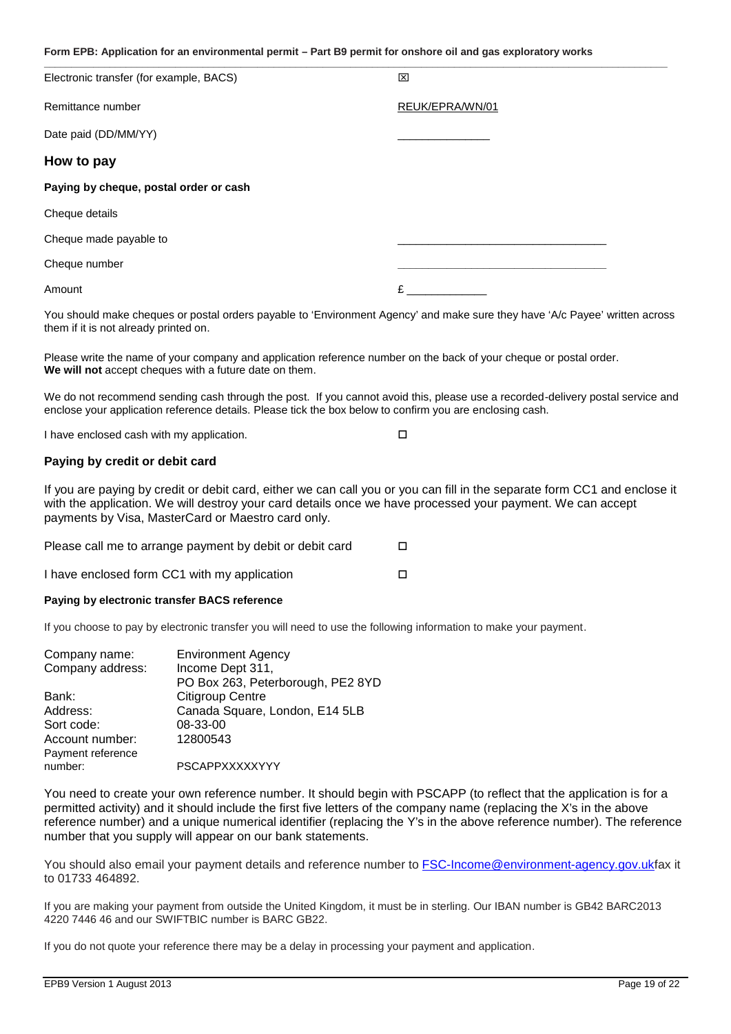| | |
|---|---|
| Electronic transfer (for example, BACS) | ☒ |
| Remittance number | REUK/EPRA/WN/01 |
| Date paid (DD/MM/YY) | _______________ |

## How to pay

### Paying by cheque, postal order or cash

| | |
|---|---|
| Cheque details | |
| Cheque made payable to | _________________________________ |
| Cheque number | _________________________________ |
| Amount | £ _____________ |

You should make cheques or postal orders payable to 'Environment Agency' and make sure they have 'A/c Payee' written across them if it is not already printed on.

Please write the name of your company and application reference number on the back of your cheque or postal order. **We will not** accept cheques with a future date on them.

We do not recommend sending cash through the post. If you cannot avoid this, please use a recorded-delivery postal service and enclose your application reference details. Please tick the box below to confirm you are enclosing cash.

I have enclosed cash with my application. ☐

### Paying by credit or debit card

If you are paying by credit or debit card, either we can call you or you can fill in the separate form CC1 and enclose it with the application. We will destroy your card details once we have processed your payment. We can accept payments by Visa, MasterCard or Maestro card only.

Please call me to arrange payment by debit or debit card ☐

I have enclosed form CC1 with my application ☐

### Paying by electronic transfer BACS reference

If you choose to pay by electronic transfer you will need to use the following information to make your payment.

| | |
|---|---|
| Company name: | Environment Agency |
| Company address: | Income Dept 311, PO Box 263, Peterborough, PE2 8YD |
| Bank: | Citigroup Centre |
| Address: | Canada Square, London, E14 5LB |
| Sort code: | 08-33-00 |
| Account number: | 12800543 |
| Payment reference number: | PSCAPPXXXXXYYY |

You need to create your own reference number. It should begin with PSCAPP (to reflect that the application is for a permitted activity) and it should include the first five letters of the company name (replacing the X's in the above reference number) and a unique numerical identifier (replacing the Y's in the above reference number). The reference number that you supply will appear on our bank statements.

You should also email your payment details and reference number to FSC-Income@environment-agency.gov.ukfax it to 01733 464892.

If you are making your payment from outside the United Kingdom, it must be in sterling. Our IBAN number is GB42 BARC2013 4220 7446 46 and our SWIFTBIC number is BARC GB22.

If you do not quote your reference there may be a delay in processing your payment and application.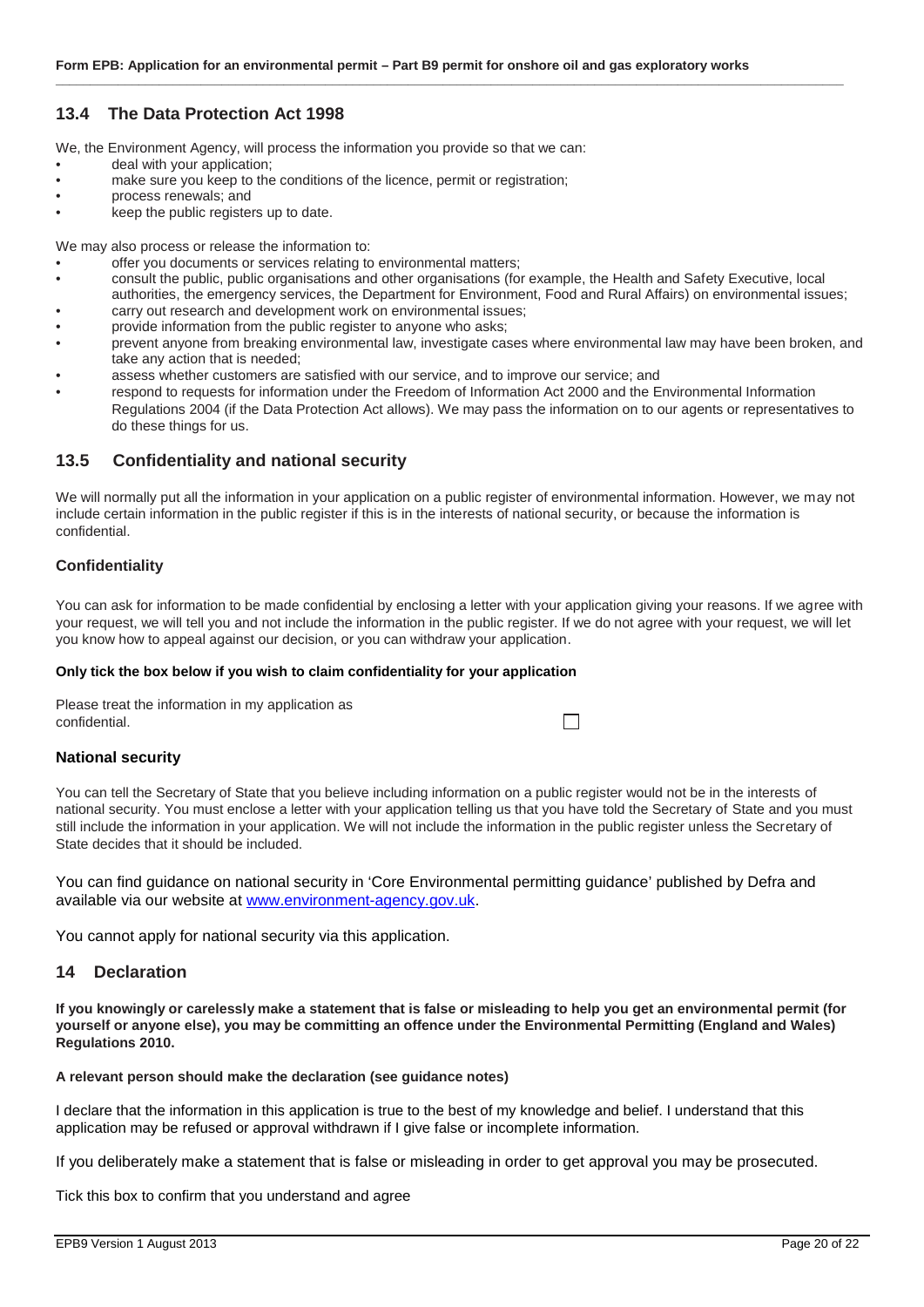## 13.4 The Data Protection Act 1998

We, the Environment Agency, will process the information you provide so that we can:

- deal with your application;
- make sure you keep to the conditions of the licence, permit or registration;
- process renewals; and
- keep the public registers up to date.

We may also process or release the information to:

- offer you documents or services relating to environmental matters;
- consult the public, public organisations and other organisations (for example, the Health and Safety Executive, local authorities, the emergency services, the Department for Environment, Food and Rural Affairs) on environmental issues;
- carry out research and development work on environmental issues;
- provide information from the public register to anyone who asks;
- prevent anyone from breaking environmental law, investigate cases where environmental law may have been broken, and take any action that is needed;
- assess whether customers are satisfied with our service, and to improve our service; and
- respond to requests for information under the Freedom of Information Act 2000 and the Environmental Information Regulations 2004 (if the Data Protection Act allows). We may pass the information on to our agents or representatives to do these things for us.

## 13.5 Confidentiality and national security

We will normally put all the information in your application on a public register of environmental information. However, we may not include certain information in the public register if this is in the interests of national security, or because the information is confidential.

### Confidentiality

You can ask for information to be made confidential by enclosing a letter with your application giving your reasons. If we agree with your request, we will tell you and not include the information in the public register. If we do not agree with your request, we will let you know how to appeal against our decision, or you can withdraw your application.

**Only tick the box below if you wish to claim confidentiality for your application**

Please treat the information in my application as confidential. ☐

### National security

You can tell the Secretary of State that you believe including information on a public register would not be in the interests of national security. You must enclose a letter with your application telling us that you have told the Secretary of State and you must still include the information in your application. We will not include the information in the public register unless the Secretary of State decides that it should be included.

You can find guidance on national security in 'Core Environmental permitting guidance' published by Defra and available via our website at www.environment-agency.gov.uk.

You cannot apply for national security via this application.

## 14 Declaration

**If you knowingly or carelessly make a statement that is false or misleading to help you get an environmental permit (for yourself or anyone else), you may be committing an offence under the Environmental Permitting (England and Wales) Regulations 2010.**

**A relevant person should make the declaration (see guidance notes)**

I declare that the information in this application is true to the best of my knowledge and belief. I understand that this application may be refused or approval withdrawn if I give false or incomplete information.

If you deliberately make a statement that is false or misleading in order to get approval you may be prosecuted.

Tick this box to confirm that you understand and agree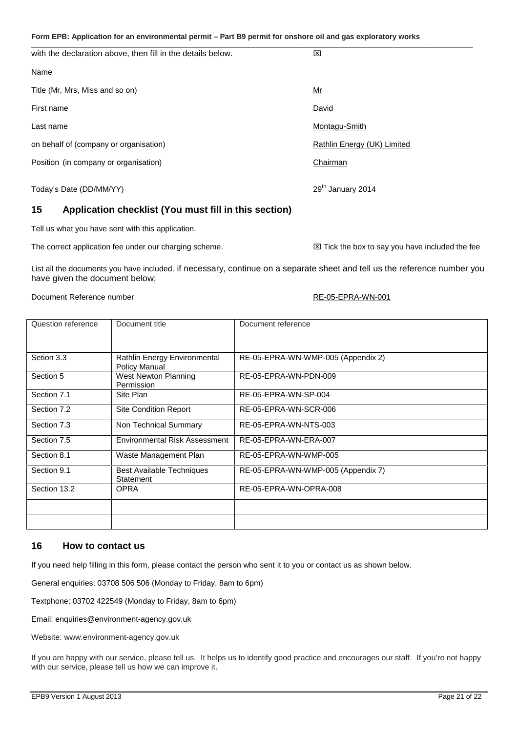with the declaration above, then fill in the details below. ☒

Name

Title (Mr, Mrs, Miss and so on) Mr

First name David

Last name Montagu-Smith

on behalf of (company or organisation) Rathlin Energy (UK) Limited

Position (in company or organisation) Chairman

Today's Date (DD/MM/YY) 29th January 2014

## 15 Application checklist (You must fill in this section)

Tell us what you have sent with this application.

The correct application fee under our charging scheme. ☒ Tick the box to say you have included the fee

List all the documents you have included. if necessary, continue on a separate sheet and tell us the reference number you have given the document below;

Document Reference number RE-05-EPRA-WN-001

| Question reference | Document title | Document reference |
|---|---|---|
| Setion 3.3 | Rathlin Energy Environmental Policy Manual | RE-05-EPRA-WN-WMP-005 (Appendix 2) |
| Section 5 | West Newton Planning Permission | RE-05-EPRA-WN-PDN-009 |
| Section 7.1 | Site Plan | RE-05-EPRA-WN-SP-004 |
| Section 7.2 | Site Condition Report | RE-05-EPRA-WN-SCR-006 |
| Section 7.3 | Non Technical Summary | RE-05-EPRA-WN-NTS-003 |
| Section 7.5 | Environmental Risk Assessment | RE-05-EPRA-WN-ERA-007 |
| Section 8.1 | Waste Management Plan | RE-05-EPRA-WN-WMP-005 |
| Section 9.1 | Best Available Techniques Statement | RE-05-EPRA-WN-WMP-005 (Appendix 7) |
| Section 13.2 | OPRA | RE-05-EPRA-WN-OPRA-008 |
| | | |
| | | |

## 16 How to contact us

If you need help filling in this form, please contact the person who sent it to you or contact us as shown below.

General enquiries: 03708 506 506 (Monday to Friday, 8am to 6pm)

Textphone: 03702 422549 (Monday to Friday, 8am to 6pm)

Email: enquiries@environment-agency.gov.uk

Website: www.environment-agency.gov.uk

If you are happy with our service, please tell us. It helps us to identify good practice and encourages our staff. If you're not happy with our service, please tell us how we can improve it.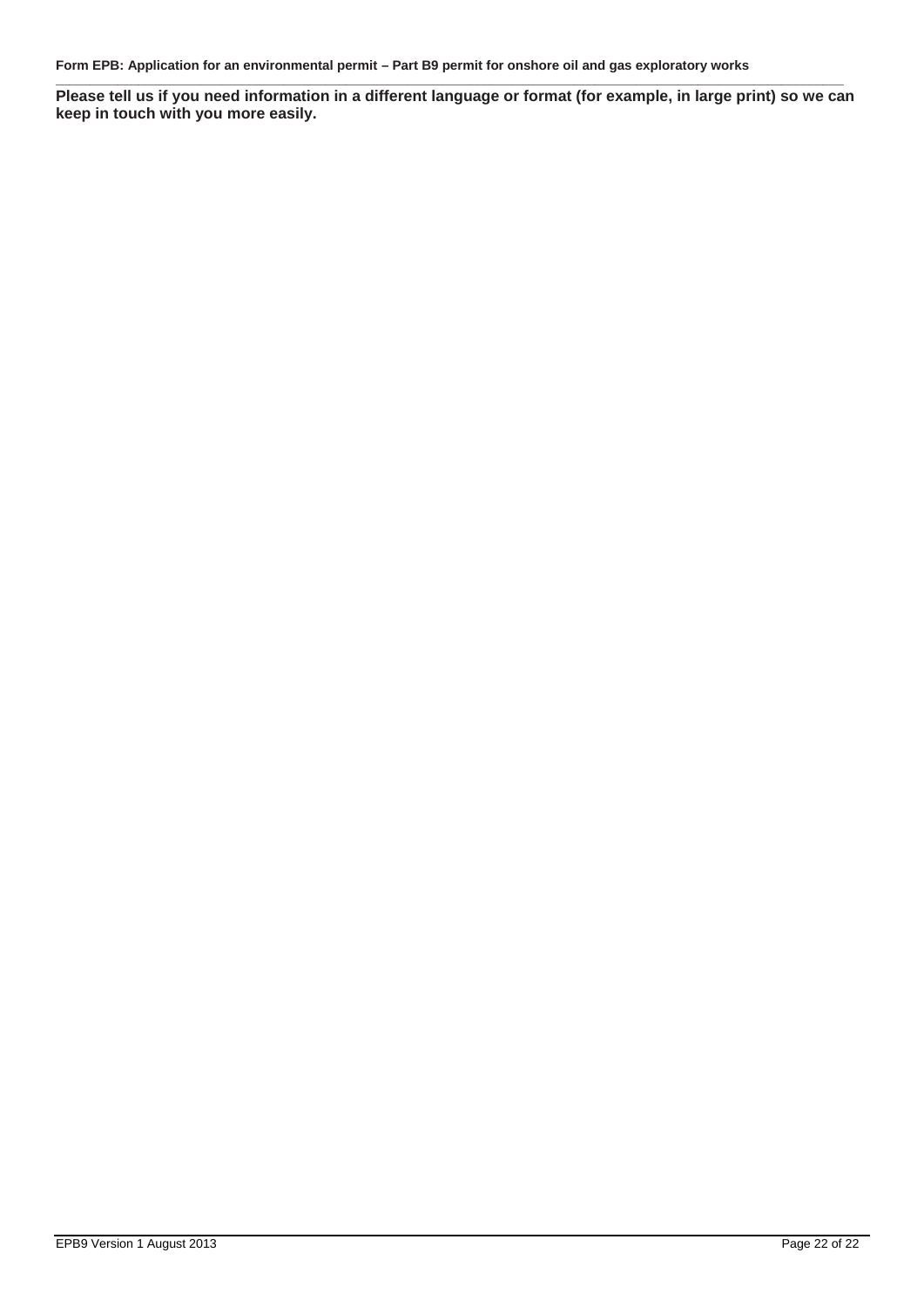**Please tell us if you need information in a different language or format (for example, in large print) so we can keep in touch with you more easily.**